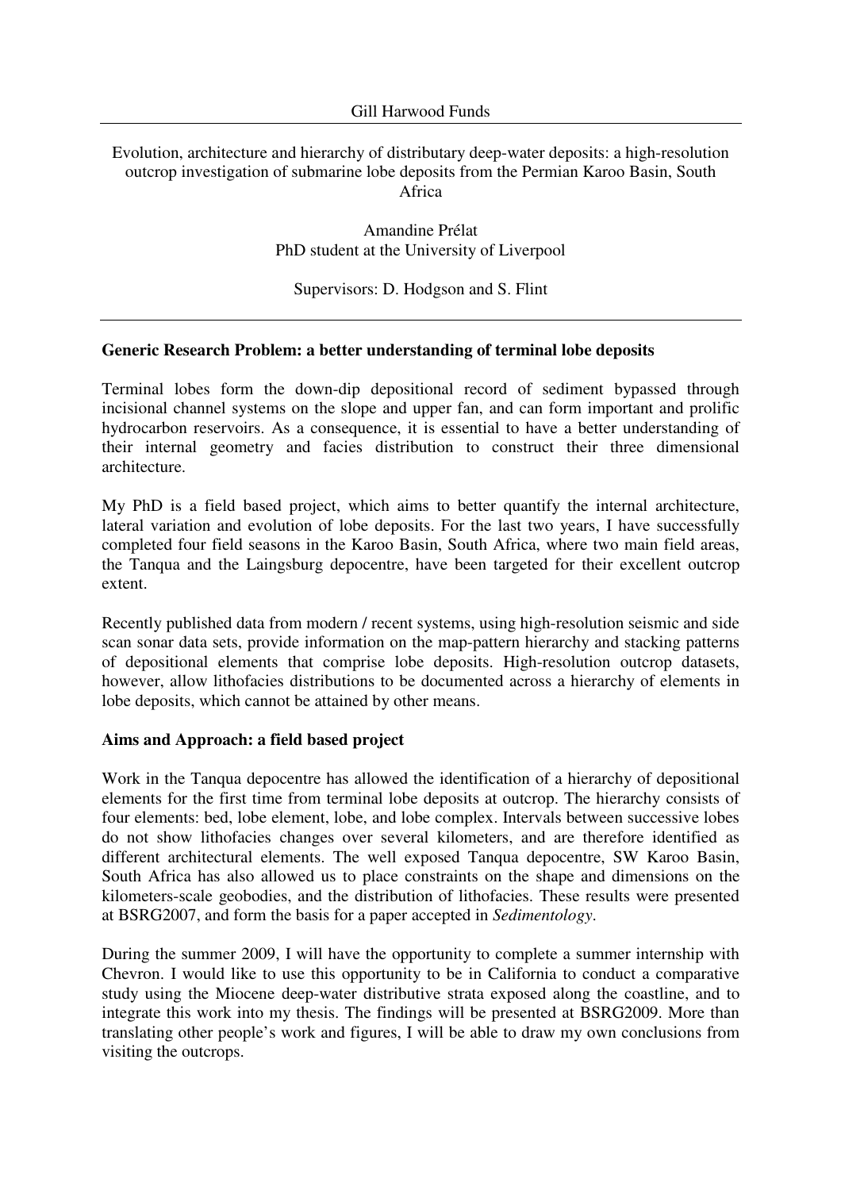Gill Harwood Funds

Evolution, architecture and hierarchy of distributary deep-water deposits: a high-resolution outcrop investigation of submarine lobe deposits from the Permian Karoo Basin, South Africa

Amandine Prélat
PhD student at the University of Liverpool

Supervisors: D. Hodgson and S. Flint

## Generic Research Problem: a better understanding of terminal lobe deposits

Terminal lobes form the down-dip depositional record of sediment bypassed through incisional channel systems on the slope and upper fan, and can form important and prolific hydrocarbon reservoirs. As a consequence, it is essential to have a better understanding of their internal geometry and facies distribution to construct their three dimensional architecture.

My PhD is a field based project, which aims to better quantify the internal architecture, lateral variation and evolution of lobe deposits. For the last two years, I have successfully completed four field seasons in the Karoo Basin, South Africa, where two main field areas, the Tanqua and the Laingsburg depocentre, have been targeted for their excellent outcrop extent.

Recently published data from modern / recent systems, using high-resolution seismic and side scan sonar data sets, provide information on the map-pattern hierarchy and stacking patterns of depositional elements that comprise lobe deposits. High-resolution outcrop datasets, however, allow lithofacies distributions to be documented across a hierarchy of elements in lobe deposits, which cannot be attained by other means.

## Aims and Approach: a field based project

Work in the Tanqua depocentre has allowed the identification of a hierarchy of depositional elements for the first time from terminal lobe deposits at outcrop. The hierarchy consists of four elements: bed, lobe element, lobe, and lobe complex. Intervals between successive lobes do not show lithofacies changes over several kilometers, and are therefore identified as different architectural elements. The well exposed Tanqua depocentre, SW Karoo Basin, South Africa has also allowed us to place constraints on the shape and dimensions on the kilometers-scale geobodies, and the distribution of lithofacies. These results were presented at BSRG2007, and form the basis for a paper accepted in *Sedimentology*.

During the summer 2009, I will have the opportunity to complete a summer internship with Chevron. I would like to use this opportunity to be in California to conduct a comparative study using the Miocene deep-water distributive strata exposed along the coastline, and to integrate this work into my thesis. The findings will be presented at BSRG2009. More than translating other people's work and figures, I will be able to draw my own conclusions from visiting the outcrops.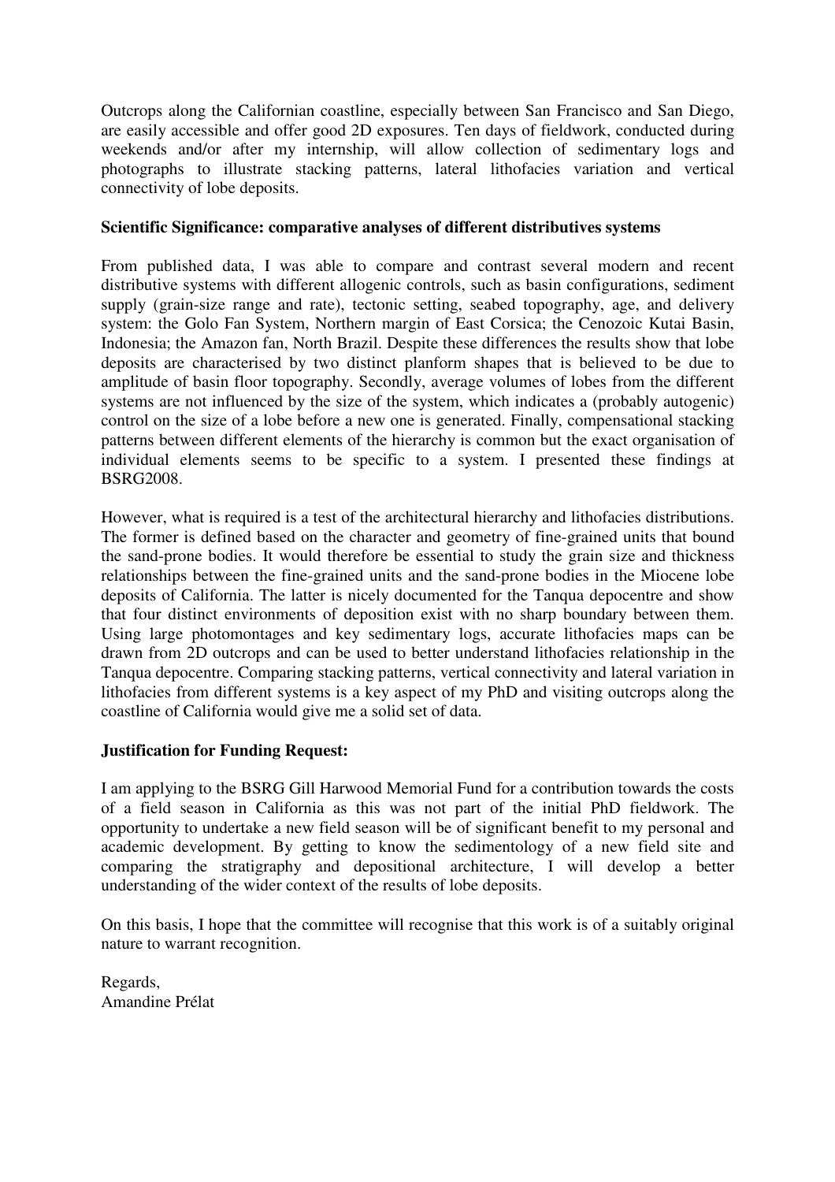Outcrops along the Californian coastline, especially between San Francisco and San Diego, are easily accessible and offer good 2D exposures. Ten days of fieldwork, conducted during weekends and/or after my internship, will allow collection of sedimentary logs and photographs to illustrate stacking patterns, lateral lithofacies variation and vertical connectivity of lobe deposits.

**Scientific Significance: comparative analyses of different distributives systems**

From published data, I was able to compare and contrast several modern and recent distributive systems with different allogenic controls, such as basin configurations, sediment supply (grain-size range and rate), tectonic setting, seabed topography, age, and delivery system: the Golo Fan System, Northern margin of East Corsica; the Cenozoic Kutai Basin, Indonesia; the Amazon fan, North Brazil. Despite these differences the results show that lobe deposits are characterised by two distinct planform shapes that is believed to be due to amplitude of basin floor topography. Secondly, average volumes of lobes from the different systems are not influenced by the size of the system, which indicates a (probably autogenic) control on the size of a lobe before a new one is generated. Finally, compensational stacking patterns between different elements of the hierarchy is common but the exact organisation of individual elements seems to be specific to a system. I presented these findings at BSRG2008.

However, what is required is a test of the architectural hierarchy and lithofacies distributions. The former is defined based on the character and geometry of fine-grained units that bound the sand-prone bodies. It would therefore be essential to study the grain size and thickness relationships between the fine-grained units and the sand-prone bodies in the Miocene lobe deposits of California. The latter is nicely documented for the Tanqua depocentre and show that four distinct environments of deposition exist with no sharp boundary between them. Using large photomontages and key sedimentary logs, accurate lithofacies maps can be drawn from 2D outcrops and can be used to better understand lithofacies relationship in the Tanqua depocentre. Comparing stacking patterns, vertical connectivity and lateral variation in lithofacies from different systems is a key aspect of my PhD and visiting outcrops along the coastline of California would give me a solid set of data.

**Justification for Funding Request:**

I am applying to the BSRG Gill Harwood Memorial Fund for a contribution towards the costs of a field season in California as this was not part of the initial PhD fieldwork. The opportunity to undertake a new field season will be of significant benefit to my personal and academic development. By getting to know the sedimentology of a new field site and comparing the stratigraphy and depositional architecture, I will develop a better understanding of the wider context of the results of lobe deposits.

On this basis, I hope that the committee will recognise that this work is of a suitably original nature to warrant recognition.

Regards,  
Amandine Prélat